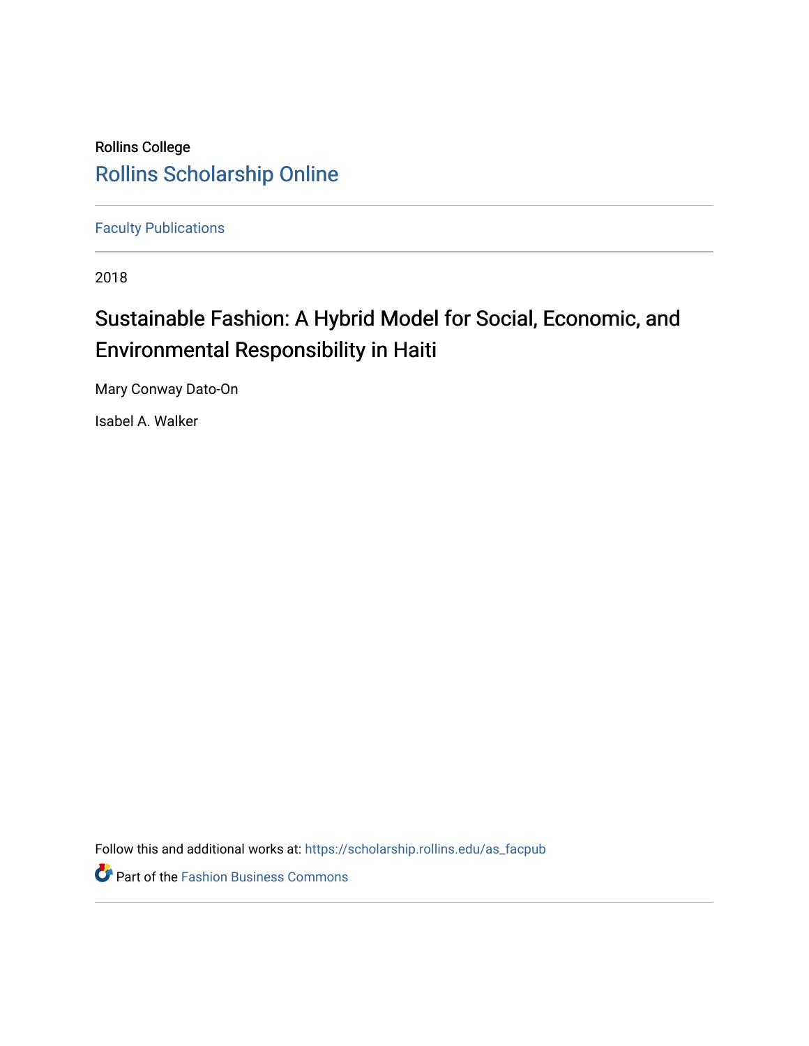Rollins College

Rollins Scholarship Online

Faculty Publications

2018

# Sustainable Fashion: A Hybrid Model for Social, Economic, and Environmental Responsibility in Haiti

Mary Conway Dato-On

Isabel A. Walker

Follow this and additional works at: https://scholarship.rollins.edu/as_facpub

Part of the Fashion Business Commons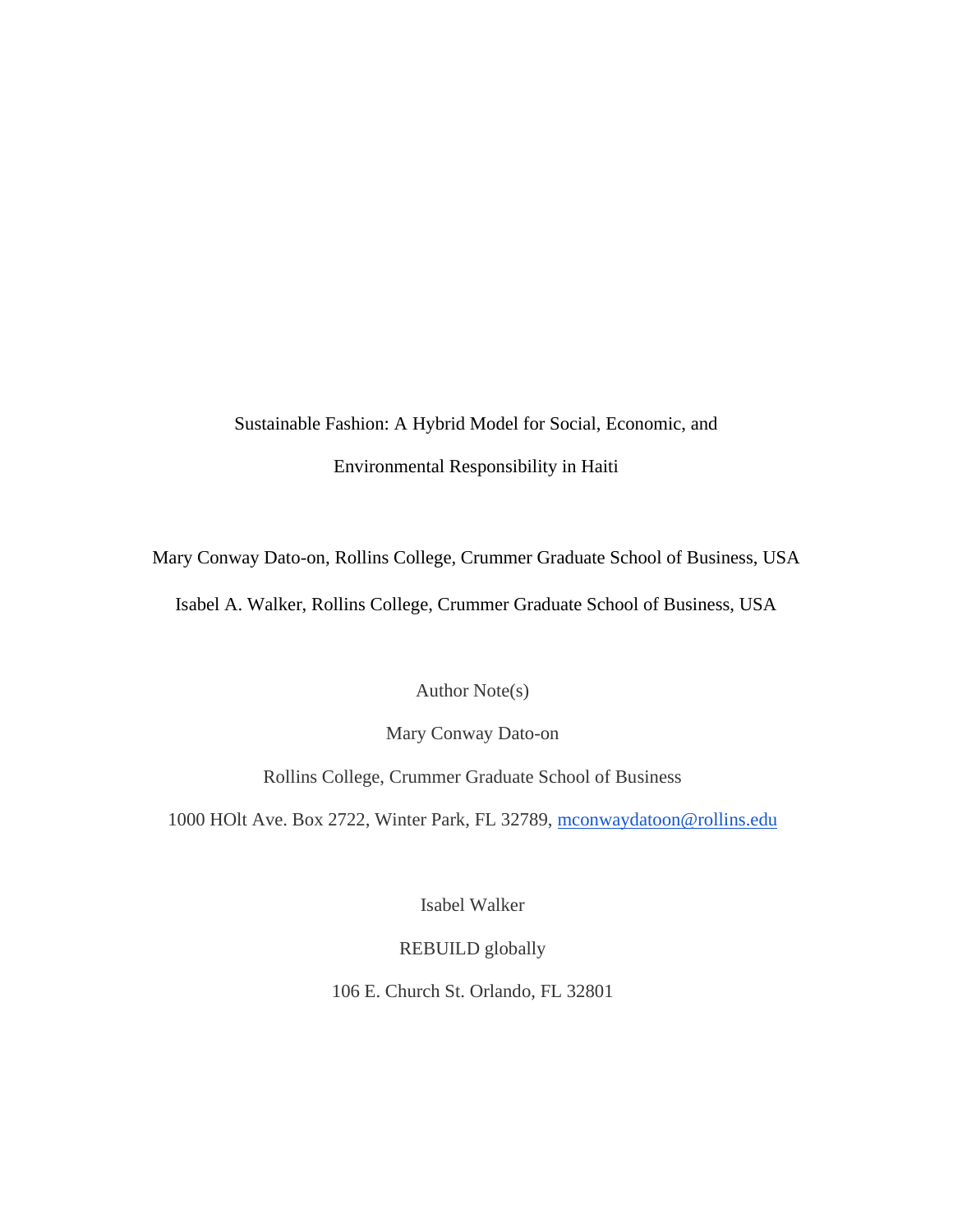# Sustainable Fashion: A Hybrid Model for Social, Economic, and Environmental Responsibility in Haiti

Mary Conway Dato-on, Rollins College, Crummer Graduate School of Business, USA

Isabel A. Walker, Rollins College, Crummer Graduate School of Business, USA

Author Note(s)

Mary Conway Dato-on

Rollins College, Crummer Graduate School of Business

1000 HOlt Ave. Box 2722, Winter Park, FL 32789, mconwaydatoon@rollins.edu

Isabel Walker

REBUILD globally

106 E. Church St. Orlando, FL 32801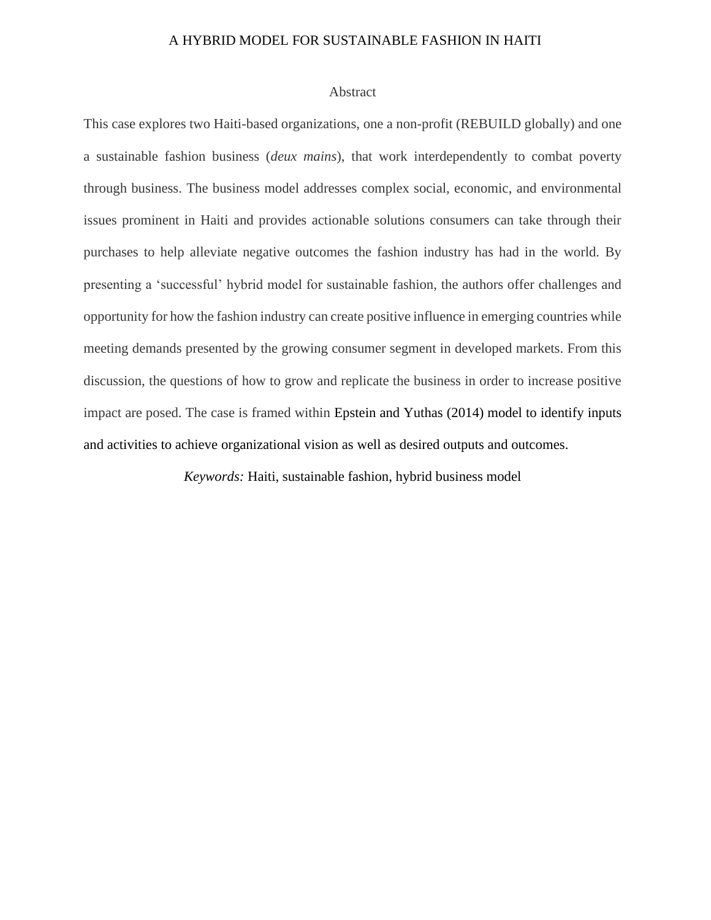## Abstract

This case explores two Haiti-based organizations, one a non-profit (REBUILD globally) and one a sustainable fashion business (*deux mains*), that work interdependently to combat poverty through business. The business model addresses complex social, economic, and environmental issues prominent in Haiti and provides actionable solutions consumers can take through their purchases to help alleviate negative outcomes the fashion industry has had in the world. By presenting a 'successful' hybrid model for sustainable fashion, the authors offer challenges and opportunity for how the fashion industry can create positive influence in emerging countries while meeting demands presented by the growing consumer segment in developed markets. From this discussion, the questions of how to grow and replicate the business in order to increase positive impact are posed. The case is framed within Epstein and Yuthas (2014) model to identify inputs and activities to achieve organizational vision as well as desired outputs and outcomes.

*Keywords:* Haiti, sustainable fashion, hybrid business model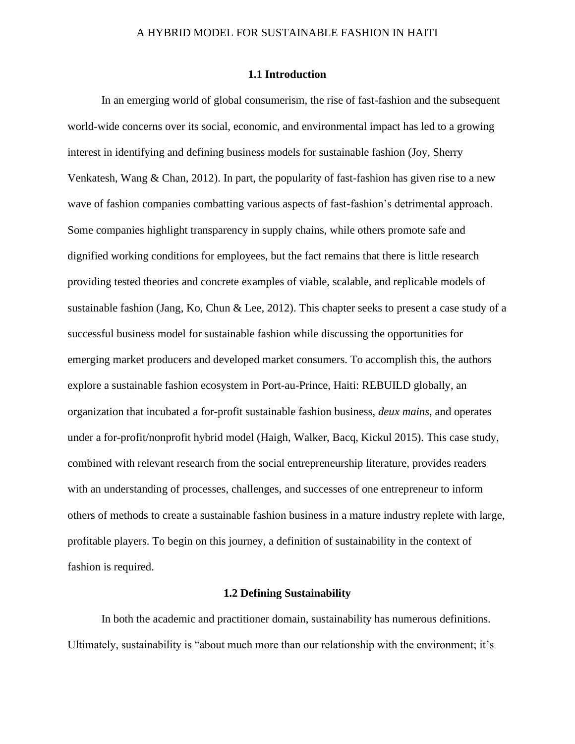### 1.1 Introduction

In an emerging world of global consumerism, the rise of fast-fashion and the subsequent world-wide concerns over its social, economic, and environmental impact has led to a growing interest in identifying and defining business models for sustainable fashion (Joy, Sherry Venkatesh, Wang & Chan, 2012). In part, the popularity of fast-fashion has given rise to a new wave of fashion companies combatting various aspects of fast-fashion's detrimental approach. Some companies highlight transparency in supply chains, while others promote safe and dignified working conditions for employees, but the fact remains that there is little research providing tested theories and concrete examples of viable, scalable, and replicable models of sustainable fashion (Jang, Ko, Chun & Lee, 2012). This chapter seeks to present a case study of a successful business model for sustainable fashion while discussing the opportunities for emerging market producers and developed market consumers. To accomplish this, the authors explore a sustainable fashion ecosystem in Port-au-Prince, Haiti: REBUILD globally, an organization that incubated a for-profit sustainable fashion business, *deux mains,* and operates under a for-profit/nonprofit hybrid model (Haigh, Walker, Bacq, Kickul 2015). This case study, combined with relevant research from the social entrepreneurship literature, provides readers with an understanding of processes, challenges, and successes of one entrepreneur to inform others of methods to create a sustainable fashion business in a mature industry replete with large, profitable players. To begin on this journey, a definition of sustainability in the context of fashion is required.

### 1.2 Defining Sustainability

In both the academic and practitioner domain, sustainability has numerous definitions. Ultimately, sustainability is "about much more than our relationship with the environment; it's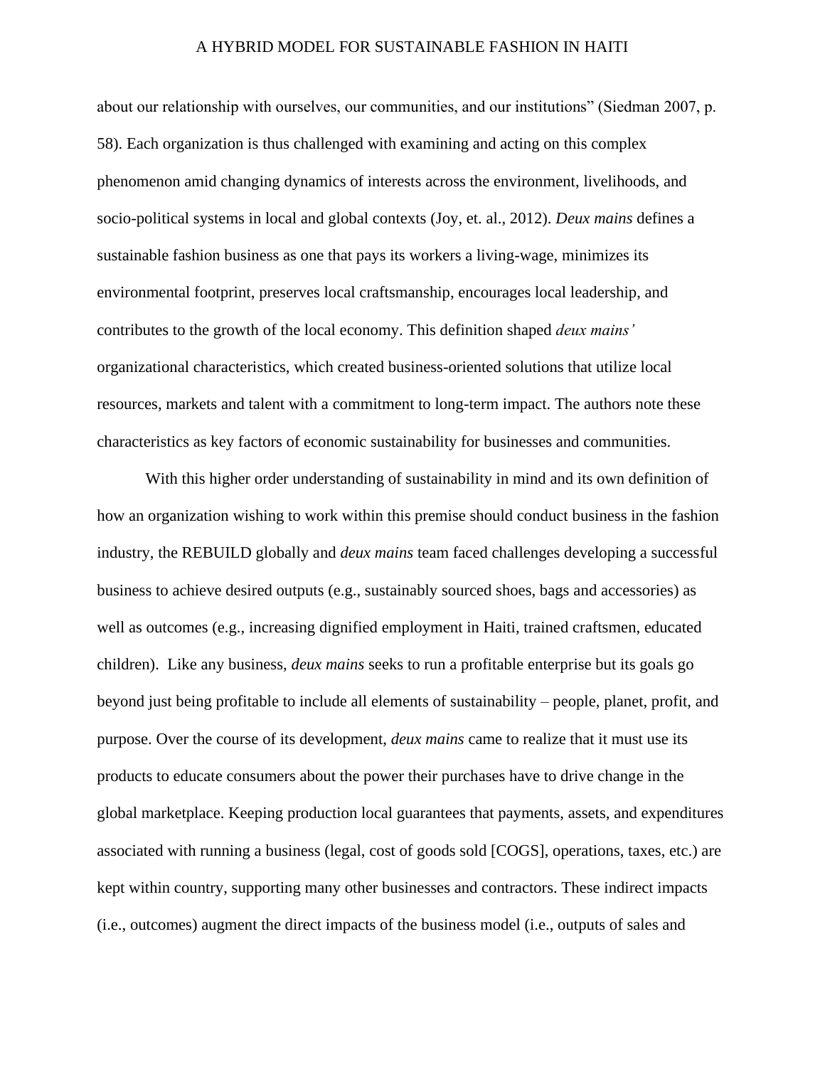about our relationship with ourselves, our communities, and our institutions" (Siedman 2007, p. 58). Each organization is thus challenged with examining and acting on this complex phenomenon amid changing dynamics of interests across the environment, livelihoods, and socio-political systems in local and global contexts (Joy, et. al., 2012). *Deux mains* defines a sustainable fashion business as one that pays its workers a living-wage, minimizes its environmental footprint, preserves local craftsmanship, encourages local leadership, and contributes to the growth of the local economy. This definition shaped *deux mains'* organizational characteristics, which created business-oriented solutions that utilize local resources, markets and talent with a commitment to long-term impact. The authors note these characteristics as key factors of economic sustainability for businesses and communities.

With this higher order understanding of sustainability in mind and its own definition of how an organization wishing to work within this premise should conduct business in the fashion industry, the REBUILD globally and *deux mains* team faced challenges developing a successful business to achieve desired outputs (e.g., sustainably sourced shoes, bags and accessories) as well as outcomes (e.g., increasing dignified employment in Haiti, trained craftsmen, educated children). Like any business, *deux mains* seeks to run a profitable enterprise but its goals go beyond just being profitable to include all elements of sustainability – people, planet, profit, and purpose. Over the course of its development, *deux mains* came to realize that it must use its products to educate consumers about the power their purchases have to drive change in the global marketplace. Keeping production local guarantees that payments, assets, and expenditures associated with running a business (legal, cost of goods sold [COGS], operations, taxes, etc.) are kept within country, supporting many other businesses and contractors. These indirect impacts (i.e., outcomes) augment the direct impacts of the business model (i.e., outputs of sales and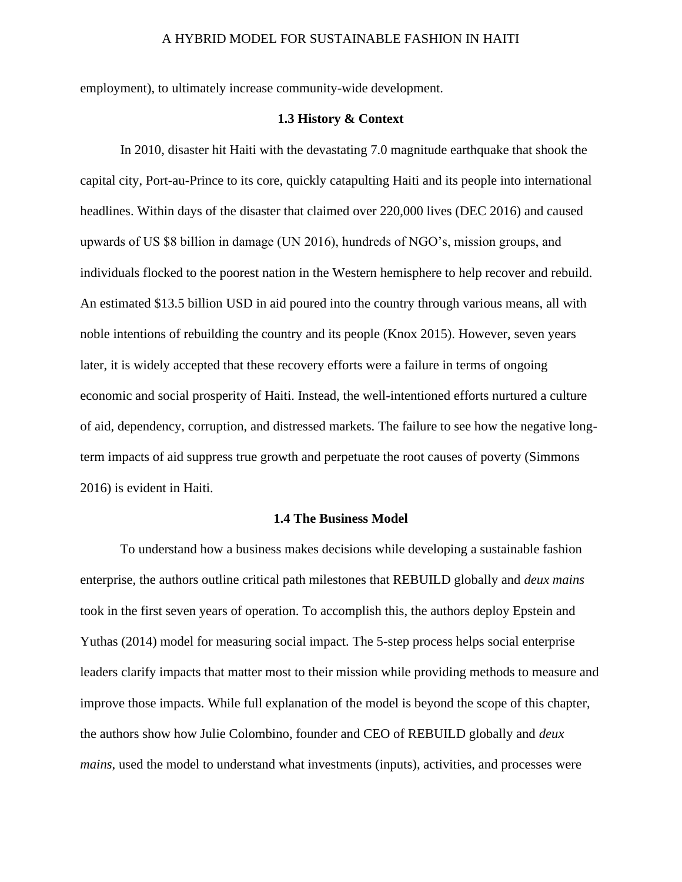employment), to ultimately increase community-wide development.

### 1.3 History & Context

In 2010, disaster hit Haiti with the devastating 7.0 magnitude earthquake that shook the capital city, Port-au-Prince to its core, quickly catapulting Haiti and its people into international headlines. Within days of the disaster that claimed over 220,000 lives (DEC 2016) and caused upwards of US $8 billion in damage (UN 2016), hundreds of NGO's, mission groups, and individuals flocked to the poorest nation in the Western hemisphere to help recover and rebuild. An estimated $13.5 billion USD in aid poured into the country through various means, all with noble intentions of rebuilding the country and its people (Knox 2015). However, seven years later, it is widely accepted that these recovery efforts were a failure in terms of ongoing economic and social prosperity of Haiti. Instead, the well-intentioned efforts nurtured a culture of aid, dependency, corruption, and distressed markets. The failure to see how the negative long-term impacts of aid suppress true growth and perpetuate the root causes of poverty (Simmons 2016) is evident in Haiti.

### 1.4 The Business Model

To understand how a business makes decisions while developing a sustainable fashion enterprise, the authors outline critical path milestones that REBUILD globally and *deux mains* took in the first seven years of operation. To accomplish this, the authors deploy Epstein and Yuthas (2014) model for measuring social impact. The 5-step process helps social enterprise leaders clarify impacts that matter most to their mission while providing methods to measure and improve those impacts. While full explanation of the model is beyond the scope of this chapter, the authors show how Julie Colombino, founder and CEO of REBUILD globally and *deux mains,* used the model to understand what investments (inputs), activities, and processes were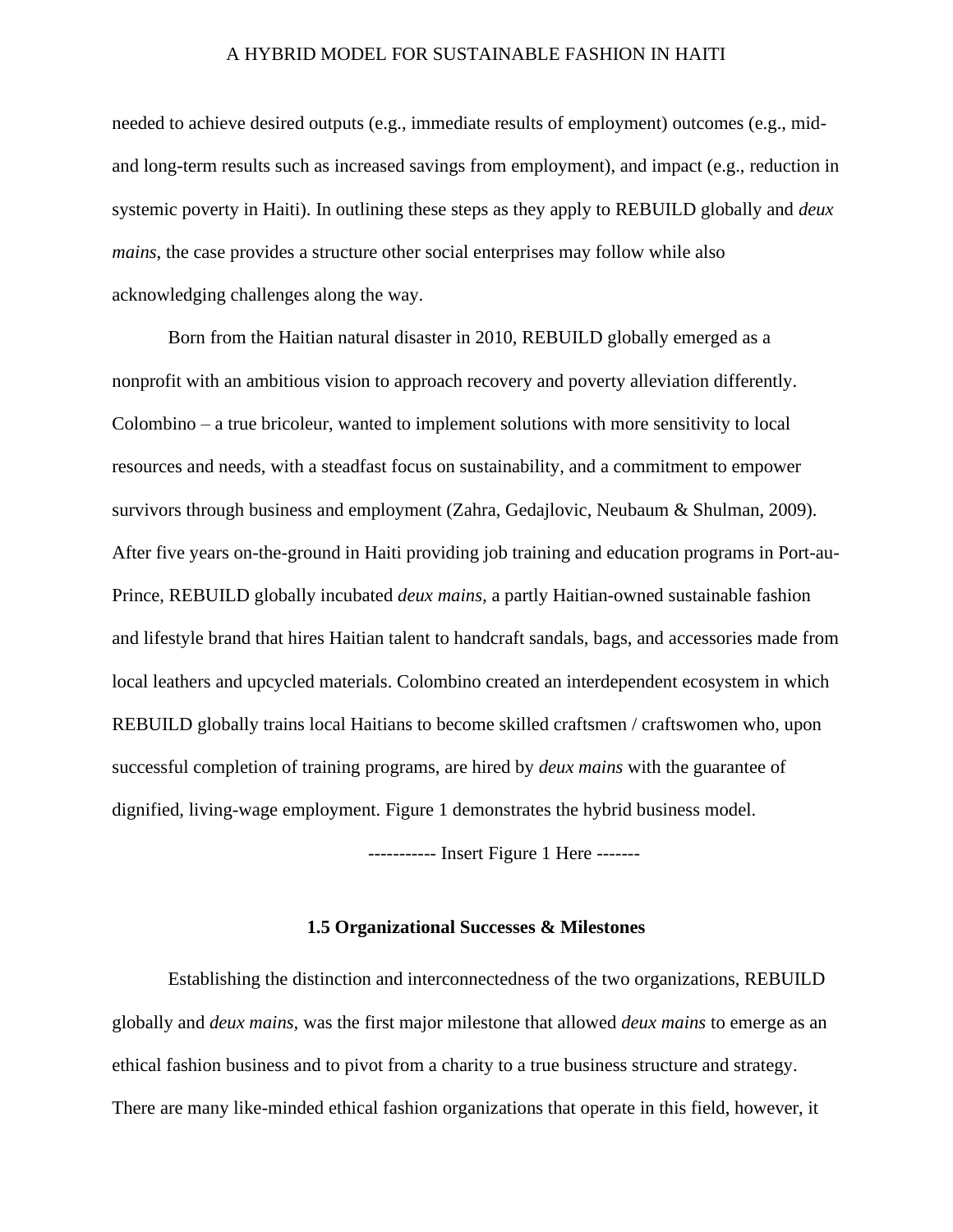needed to achieve desired outputs (e.g., immediate results of employment) outcomes (e.g., mid- and long-term results such as increased savings from employment), and impact (e.g., reduction in systemic poverty in Haiti). In outlining these steps as they apply to REBUILD globally and *deux mains*, the case provides a structure other social enterprises may follow while also acknowledging challenges along the way.

Born from the Haitian natural disaster in 2010, REBUILD globally emerged as a nonprofit with an ambitious vision to approach recovery and poverty alleviation differently. Colombino – a true bricoleur, wanted to implement solutions with more sensitivity to local resources and needs, with a steadfast focus on sustainability, and a commitment to empower survivors through business and employment (Zahra, Gedajlovic, Neubaum & Shulman, 2009). After five years on-the-ground in Haiti providing job training and education programs in Port-au-Prince, REBUILD globally incubated *deux mains,* a partly Haitian-owned sustainable fashion and lifestyle brand that hires Haitian talent to handcraft sandals, bags, and accessories made from local leathers and upcycled materials. Colombino created an interdependent ecosystem in which REBUILD globally trains local Haitians to become skilled craftsmen / craftswomen who, upon successful completion of training programs, are hired by *deux mains* with the guarantee of dignified, living-wage employment. Figure 1 demonstrates the hybrid business model.

----------- Insert Figure 1 Here -------

### 1.5 Organizational Successes & Milestones

Establishing the distinction and interconnectedness of the two organizations, REBUILD globally and *deux mains*, was the first major milestone that allowed *deux mains* to emerge as an ethical fashion business and to pivot from a charity to a true business structure and strategy. There are many like-minded ethical fashion organizations that operate in this field, however, it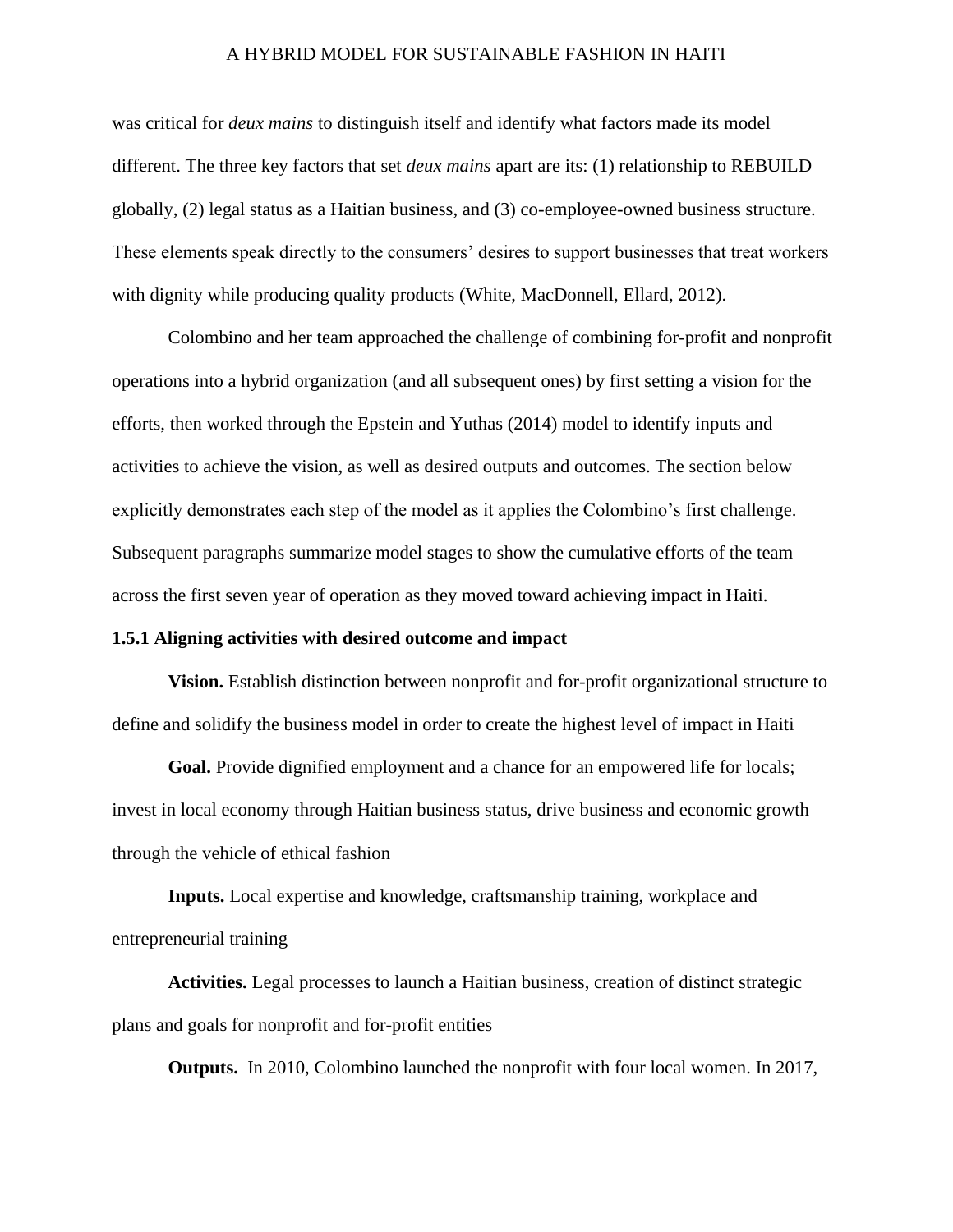was critical for *deux mains* to distinguish itself and identify what factors made its model different. The three key factors that set *deux mains* apart are its: (1) relationship to REBUILD globally, (2) legal status as a Haitian business, and (3) co-employee-owned business structure. These elements speak directly to the consumers' desires to support businesses that treat workers with dignity while producing quality products (White, MacDonnell, Ellard, 2012).

Colombino and her team approached the challenge of combining for-profit and nonprofit operations into a hybrid organization (and all subsequent ones) by first setting a vision for the efforts, then worked through the Epstein and Yuthas (2014) model to identify inputs and activities to achieve the vision, as well as desired outputs and outcomes. The section below explicitly demonstrates each step of the model as it applies the Colombino's first challenge. Subsequent paragraphs summarize model stages to show the cumulative efforts of the team across the first seven year of operation as they moved toward achieving impact in Haiti.

### 1.5.1 Aligning activities with desired outcome and impact

**Vision.** Establish distinction between nonprofit and for-profit organizational structure to define and solidify the business model in order to create the highest level of impact in Haiti

**Goal.** Provide dignified employment and a chance for an empowered life for locals; invest in local economy through Haitian business status, drive business and economic growth through the vehicle of ethical fashion

**Inputs.** Local expertise and knowledge, craftsmanship training, workplace and entrepreneurial training

**Activities.** Legal processes to launch a Haitian business, creation of distinct strategic plans and goals for nonprofit and for-profit entities

**Outputs.** In 2010, Colombino launched the nonprofit with four local women. In 2017,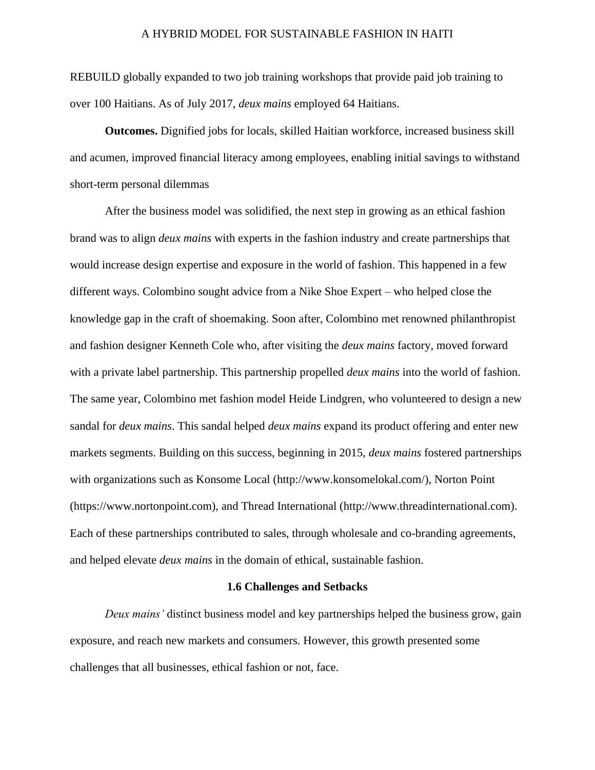REBUILD globally expanded to two job training workshops that provide paid job training to over 100 Haitians. As of July 2017, *deux mains* employed 64 Haitians.

**Outcomes.** Dignified jobs for locals, skilled Haitian workforce, increased business skill and acumen, improved financial literacy among employees, enabling initial savings to withstand short-term personal dilemmas

After the business model was solidified, the next step in growing as an ethical fashion brand was to align *deux mains* with experts in the fashion industry and create partnerships that would increase design expertise and exposure in the world of fashion. This happened in a few different ways. Colombino sought advice from a Nike Shoe Expert – who helped close the knowledge gap in the craft of shoemaking. Soon after, Colombino met renowned philanthropist and fashion designer Kenneth Cole who, after visiting the *deux mains* factory, moved forward with a private label partnership. This partnership propelled *deux mains* into the world of fashion. The same year, Colombino met fashion model Heide Lindgren, who volunteered to design a new sandal for *deux mains*. This sandal helped *deux mains* expand its product offering and enter new markets segments. Building on this success, beginning in 2015, *deux mains* fostered partnerships with organizations such as Konsome Local (http://www.konsomelokal.com/), Norton Point (https://www.nortonpoint.com), and Thread International (http://www.threadinternational.com). Each of these partnerships contributed to sales, through wholesale and co-branding agreements, and helped elevate *deux mains* in the domain of ethical, sustainable fashion.

### 1.6 Challenges and Setbacks

*Deux mains'* distinct business model and key partnerships helped the business grow, gain exposure, and reach new markets and consumers. However, this growth presented some challenges that all businesses, ethical fashion or not, face.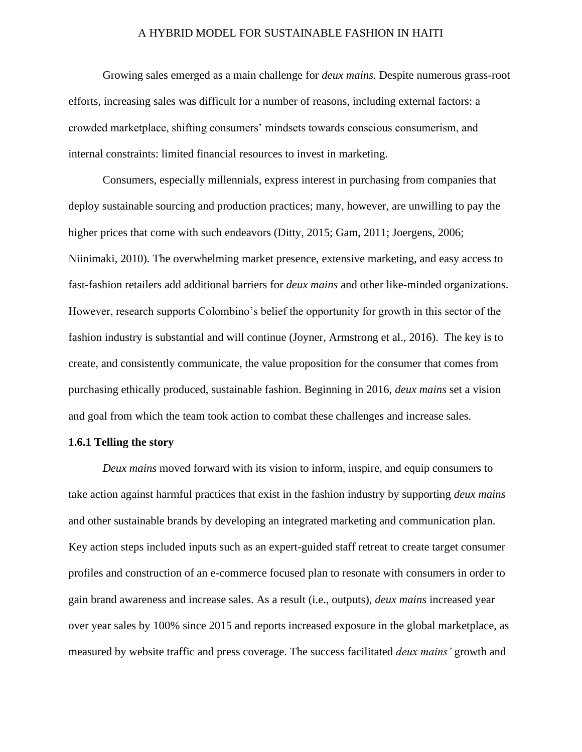Growing sales emerged as a main challenge for *deux mains*. Despite numerous grass-root efforts, increasing sales was difficult for a number of reasons, including external factors: a crowded marketplace, shifting consumers' mindsets towards conscious consumerism, and internal constraints: limited financial resources to invest in marketing.

Consumers, especially millennials, express interest in purchasing from companies that deploy sustainable sourcing and production practices; many, however, are unwilling to pay the higher prices that come with such endeavors (Ditty, 2015; Gam, 2011; Joergens, 2006; Niinimaki, 2010). The overwhelming market presence, extensive marketing, and easy access to fast-fashion retailers add additional barriers for *deux mains* and other like-minded organizations. However, research supports Colombino's belief the opportunity for growth in this sector of the fashion industry is substantial and will continue (Joyner, Armstrong et al., 2016). The key is to create, and consistently communicate, the value proposition for the consumer that comes from purchasing ethically produced, sustainable fashion. Beginning in 2016, *deux mains* set a vision and goal from which the team took action to combat these challenges and increase sales.

**1.6.1 Telling the story**

*Deux mains* moved forward with its vision to inform, inspire, and equip consumers to take action against harmful practices that exist in the fashion industry by supporting *deux mains* and other sustainable brands by developing an integrated marketing and communication plan. Key action steps included inputs such as an expert-guided staff retreat to create target consumer profiles and construction of an e-commerce focused plan to resonate with consumers in order to gain brand awareness and increase sales. As a result (i.e., outputs), *deux mains* increased year over year sales by 100% since 2015 and reports increased exposure in the global marketplace, as measured by website traffic and press coverage. The success facilitated *deux mains'* growth and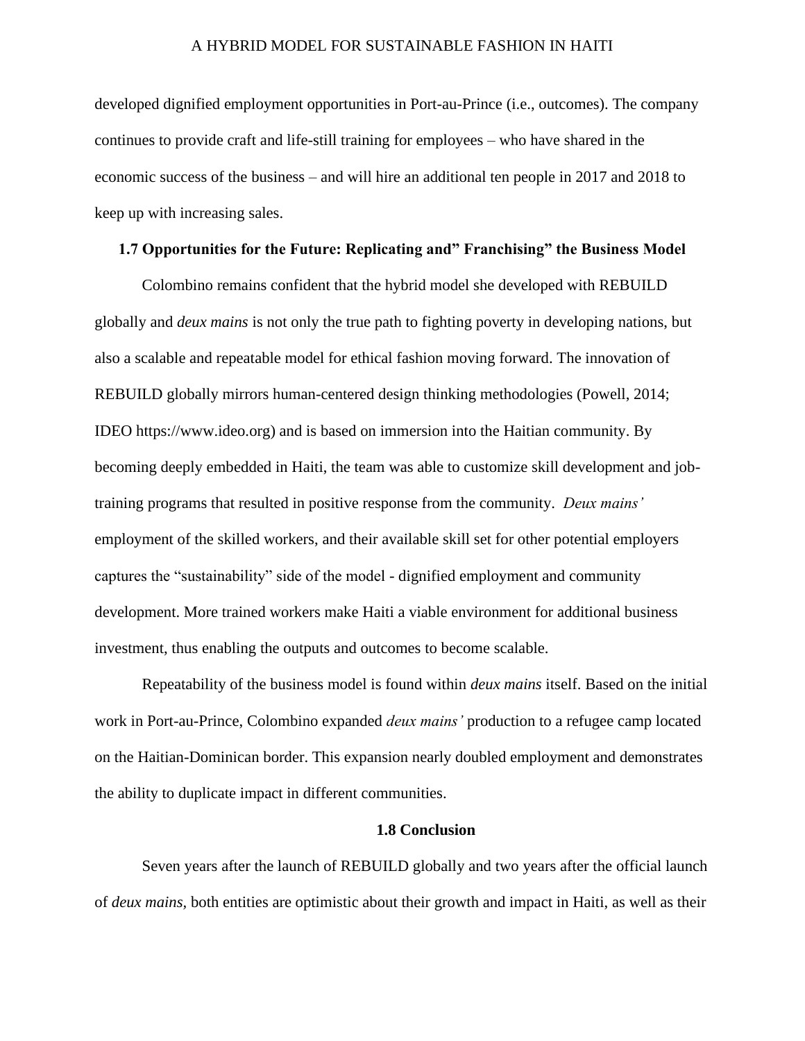developed dignified employment opportunities in Port-au-Prince (i.e., outcomes). The company continues to provide craft and life-still training for employees – who have shared in the economic success of the business – and will hire an additional ten people in 2017 and 2018 to keep up with increasing sales.

### 1.7 Opportunities for the Future: Replicating and" Franchising" the Business Model

Colombino remains confident that the hybrid model she developed with REBUILD globally and *deux mains* is not only the true path to fighting poverty in developing nations, but also a scalable and repeatable model for ethical fashion moving forward. The innovation of REBUILD globally mirrors human-centered design thinking methodologies (Powell, 2014; IDEO https://www.ideo.org) and is based on immersion into the Haitian community. By becoming deeply embedded in Haiti, the team was able to customize skill development and job-training programs that resulted in positive response from the community. *Deux mains'* employment of the skilled workers, and their available skill set for other potential employers captures the "sustainability" side of the model - dignified employment and community development. More trained workers make Haiti a viable environment for additional business investment, thus enabling the outputs and outcomes to become scalable.

Repeatability of the business model is found within *deux mains* itself. Based on the initial work in Port-au-Prince, Colombino expanded *deux mains'* production to a refugee camp located on the Haitian-Dominican border. This expansion nearly doubled employment and demonstrates the ability to duplicate impact in different communities.

### 1.8 Conclusion

Seven years after the launch of REBUILD globally and two years after the official launch of *deux mains,* both entities are optimistic about their growth and impact in Haiti, as well as their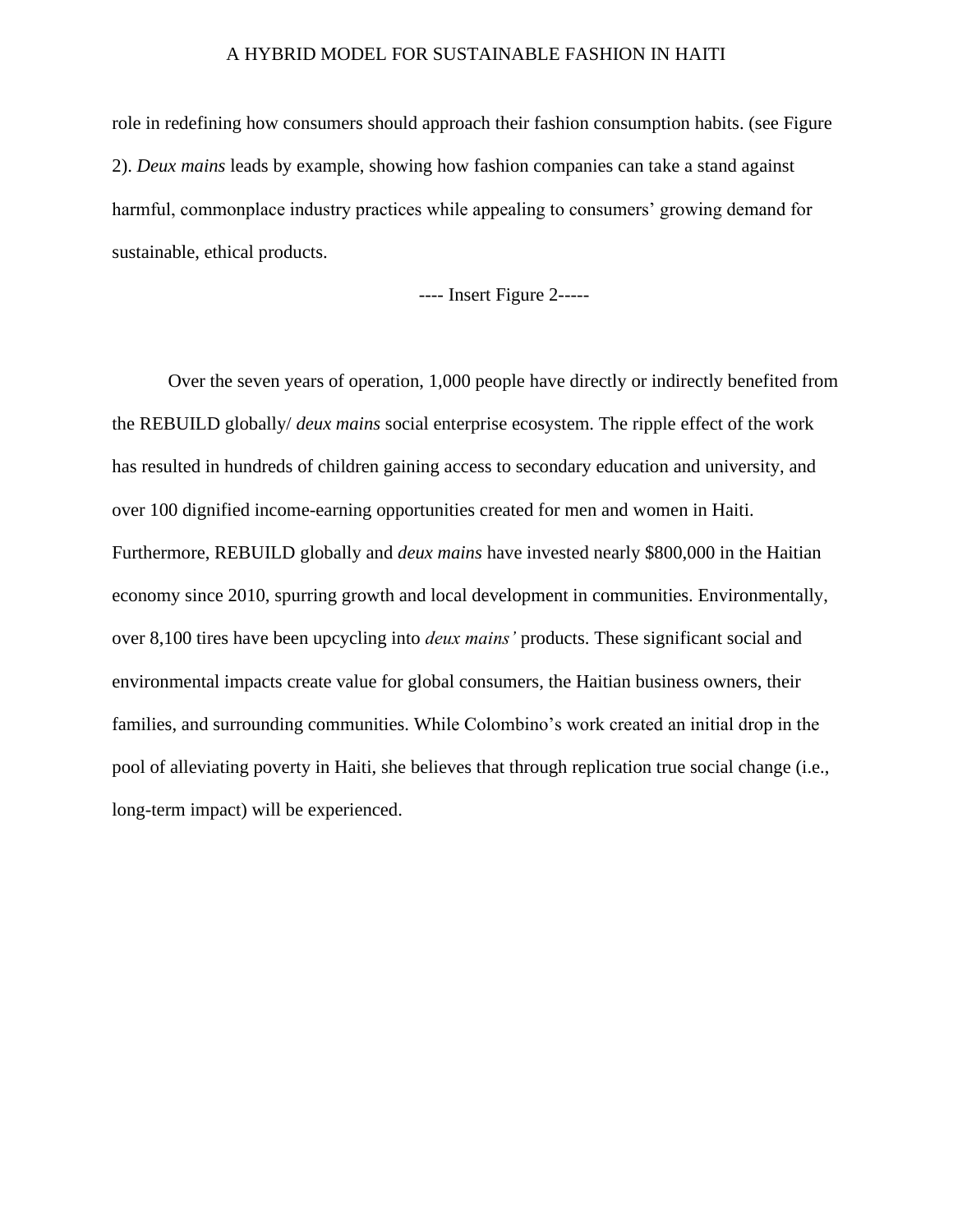role in redefining how consumers should approach their fashion consumption habits. (see Figure 2). *Deux mains* leads by example, showing how fashion companies can take a stand against harmful, commonplace industry practices while appealing to consumers' growing demand for sustainable, ethical products.

---- Insert Figure 2-----

Over the seven years of operation, 1,000 people have directly or indirectly benefited from the REBUILD globally/ *deux mains* social enterprise ecosystem. The ripple effect of the work has resulted in hundreds of children gaining access to secondary education and university, and over 100 dignified income-earning opportunities created for men and women in Haiti. Furthermore, REBUILD globally and *deux mains* have invested nearly $800,000 in the Haitian economy since 2010, spurring growth and local development in communities. Environmentally, over 8,100 tires have been upcycling into *deux mains'* products. These significant social and environmental impacts create value for global consumers, the Haitian business owners, their families, and surrounding communities. While Colombino's work created an initial drop in the pool of alleviating poverty in Haiti, she believes that through replication true social change (i.e., long-term impact) will be experienced.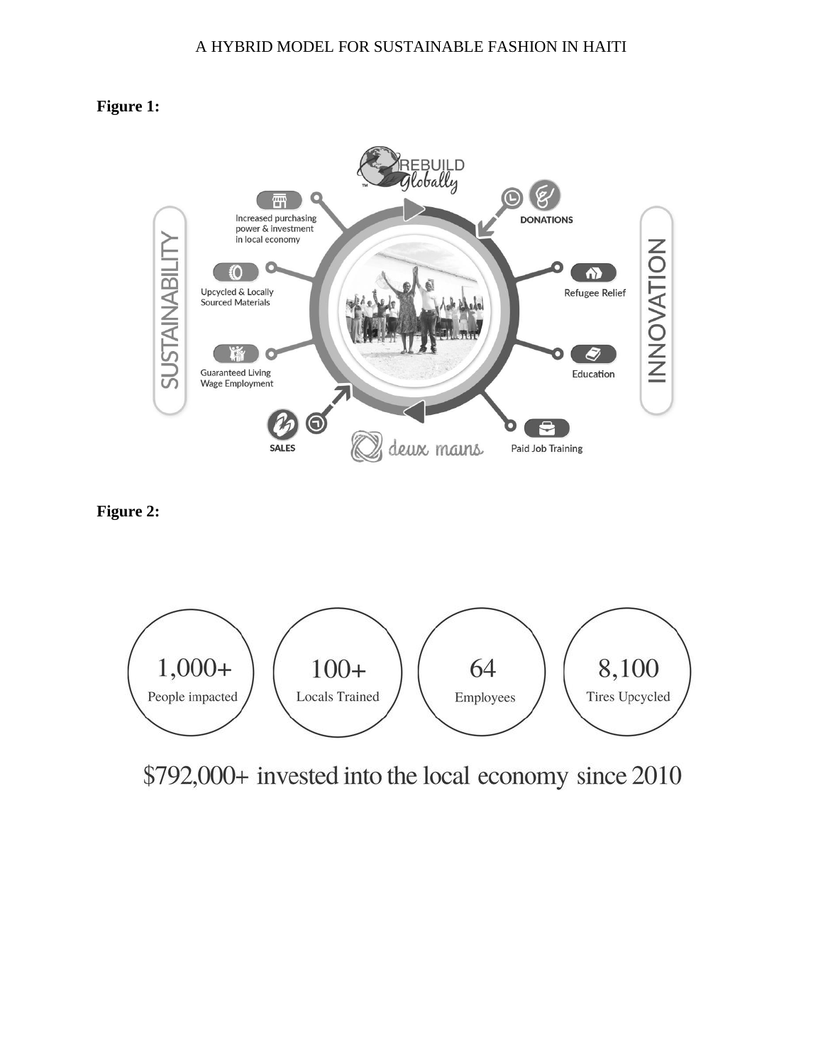**Figure 1:**

REBUILD Globally

SUSTAINABILITY

Increased purchasing power & investment in local economy

Upcycled & Locally Sourced Materials

Guaranteed Living Wage Employment

SALES

deux mains

DONATIONS

Refugee Relief

Education

Paid Job Training

INNOVATION

**Figure 2:**

1,000+ People impacted

100+ Locals Trained

64 Employees

8,100 Tires Upcycled

$792,000+ invested into the local economy since 2010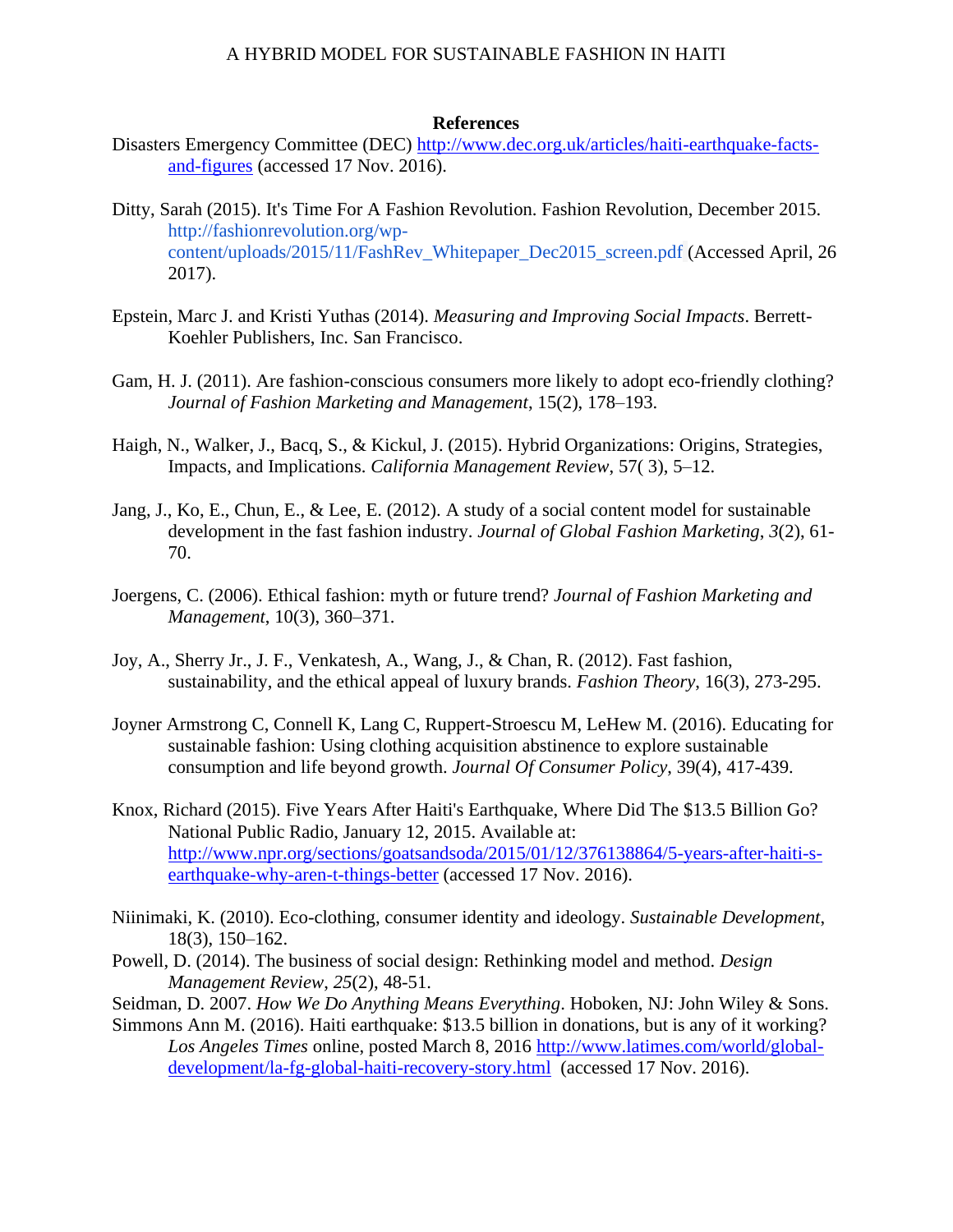**References**

Disasters Emergency Committee (DEC) http://www.dec.org.uk/articles/haiti-earthquake-facts-and-figures (accessed 17 Nov. 2016).

Ditty, Sarah (2015). It's Time For A Fashion Revolution. Fashion Revolution, December 2015. http://fashionrevolution.org/wp-content/uploads/2015/11/FashRev_Whitepaper_Dec2015_screen.pdf (Accessed April, 26 2017).

Epstein, Marc J. and Kristi Yuthas (2014). *Measuring and Improving Social Impacts*. Berrett-Koehler Publishers, Inc. San Francisco.

Gam, H. J. (2011). Are fashion-conscious consumers more likely to adopt eco-friendly clothing? *Journal of Fashion Marketing and Management*, 15(2), 178–193.

Haigh, N., Walker, J., Bacq, S., & Kickul, J. (2015). Hybrid Organizations: Origins, Strategies, Impacts, and Implications. *California Management Review*, 57( 3), 5–12.

Jang, J., Ko, E., Chun, E., & Lee, E. (2012). A study of a social content model for sustainable development in the fast fashion industry. *Journal of Global Fashion Marketing*, *3*(2), 61-70.

Joergens, C. (2006). Ethical fashion: myth or future trend? *Journal of Fashion Marketing and Management*, 10(3), 360–371.

Joy, A., Sherry Jr., J. F., Venkatesh, A., Wang, J., & Chan, R. (2012). Fast fashion, sustainability, and the ethical appeal of luxury brands. *Fashion Theory*, 16(3), 273-295.

Joyner Armstrong C, Connell K, Lang C, Ruppert-Stroescu M, LeHew M. (2016). Educating for sustainable fashion: Using clothing acquisition abstinence to explore sustainable consumption and life beyond growth. *Journal Of Consumer Policy*, 39(4), 417-439.

Knox, Richard (2015). Five Years After Haiti's Earthquake, Where Did The $13.5 Billion Go? National Public Radio, January 12, 2015. Available at: http://www.npr.org/sections/goatsandsoda/2015/01/12/376138864/5-years-after-haiti-s-earthquake-why-aren-t-things-better (accessed 17 Nov. 2016).

Niinimaki, K. (2010). Eco-clothing, consumer identity and ideology. *Sustainable Development*, 18(3), 150–162.

Powell, D. (2014). The business of social design: Rethinking model and method. *Design Management Review*, *25*(2), 48-51.

Seidman, D. 2007. *How We Do Anything Means Everything*. Hoboken, NJ: John Wiley & Sons.

Simmons Ann M. (2016). Haiti earthquake: $13.5 billion in donations, but is any of it working? *Los Angeles Times* online, posted March 8, 2016 http://www.latimes.com/world/global-development/la-fg-global-haiti-recovery-story.html (accessed 17 Nov. 2016).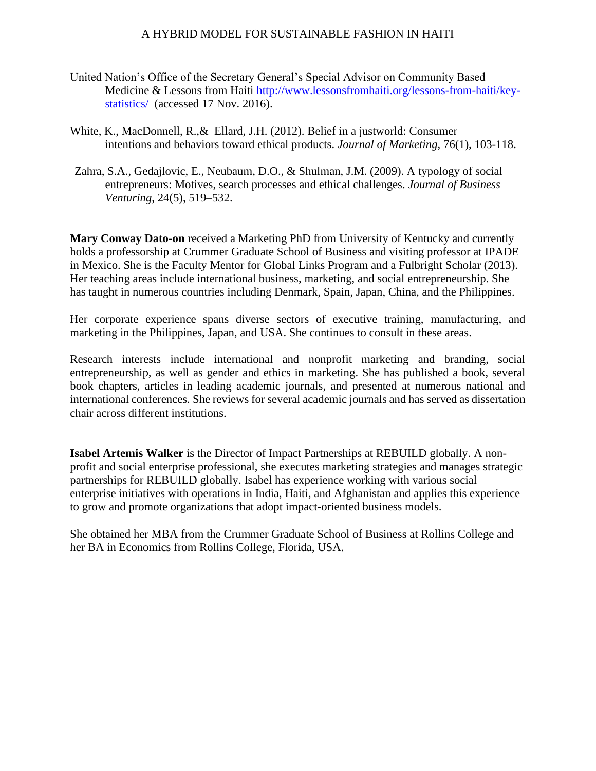United Nation's Office of the Secretary General's Special Advisor on Community Based Medicine & Lessons from Haiti http://www.lessonsfromhaiti.org/lessons-from-haiti/key-statistics/ (accessed 17 Nov. 2016).

White, K., MacDonnell, R.,& Ellard, J.H. (2012). Belief in a justworld: Consumer intentions and behaviors toward ethical products. *Journal of Marketing*, 76(1), 103-118.

Zahra, S.A., Gedajlovic, E., Neubaum, D.O., & Shulman, J.M. (2009). A typology of social entrepreneurs: Motives, search processes and ethical challenges. *Journal of Business Venturing*, 24(5), 519–532.

**Mary Conway Dato-on** received a Marketing PhD from University of Kentucky and currently holds a professorship at Crummer Graduate School of Business and visiting professor at IPADE in Mexico. She is the Faculty Mentor for Global Links Program and a Fulbright Scholar (2013). Her teaching areas include international business, marketing, and social entrepreneurship. She has taught in numerous countries including Denmark, Spain, Japan, China, and the Philippines.

Her corporate experience spans diverse sectors of executive training, manufacturing, and marketing in the Philippines, Japan, and USA. She continues to consult in these areas.

Research interests include international and nonprofit marketing and branding, social entrepreneurship, as well as gender and ethics in marketing. She has published a book, several book chapters, articles in leading academic journals, and presented at numerous national and international conferences. She reviews for several academic journals and has served as dissertation chair across different institutions.

**Isabel Artemis Walker** is the Director of Impact Partnerships at REBUILD globally. A non-profit and social enterprise professional, she executes marketing strategies and manages strategic partnerships for REBUILD globally. Isabel has experience working with various social enterprise initiatives with operations in India, Haiti, and Afghanistan and applies this experience to grow and promote organizations that adopt impact-oriented business models.

She obtained her MBA from the Crummer Graduate School of Business at Rollins College and her BA in Economics from Rollins College, Florida, USA.